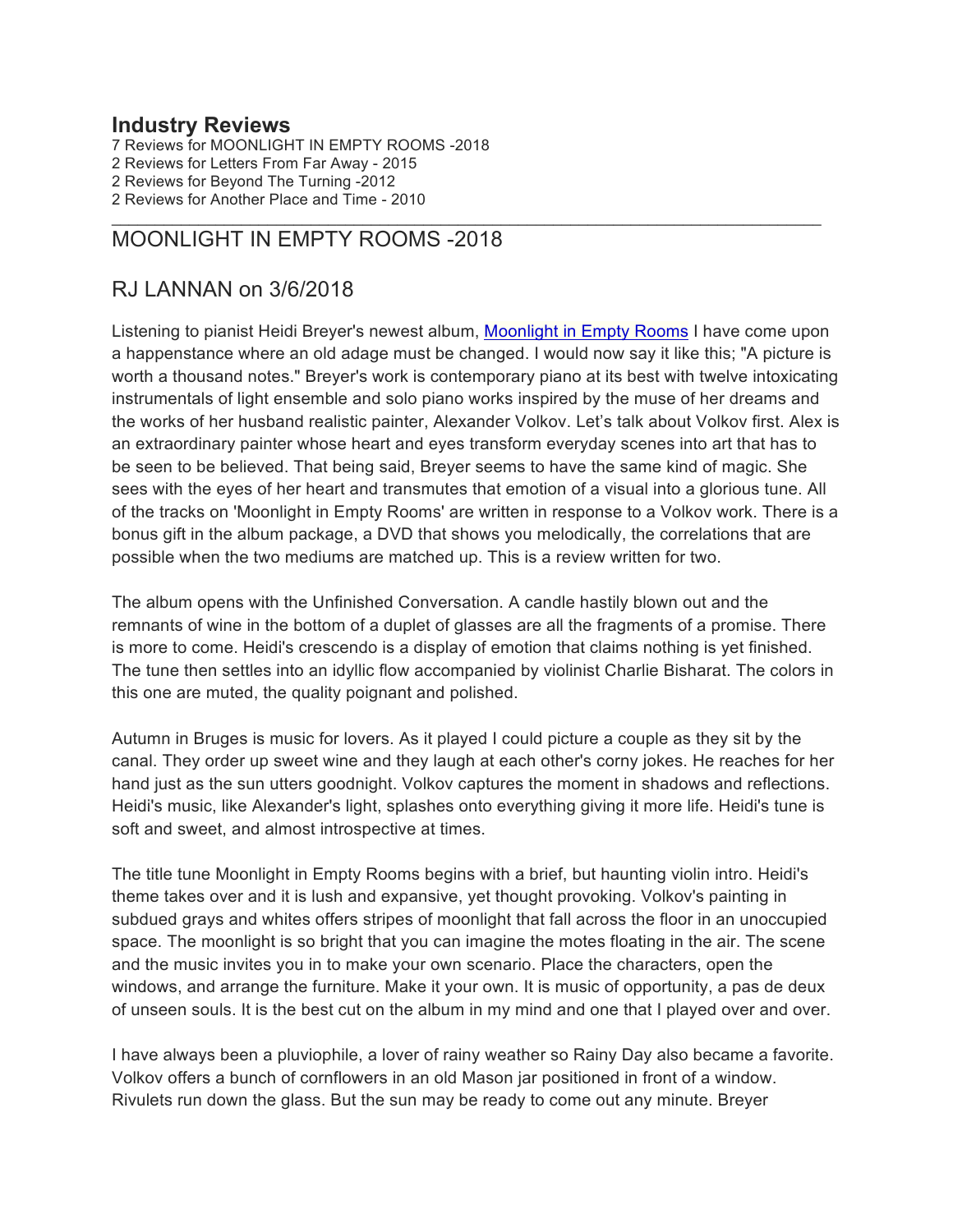## Industry Reviews

7 Reviews for MOONLIGHT IN EMPTY ROOMS -2018
2 Reviews for Letters From Far Away - 2015
2 Reviews for Beyond The Turning -2012
2 Reviews for Another Place and Time - 2010

---

## MOONLIGHT IN EMPTY ROOMS -2018

## RJ LANNAN on 3/6/2018

Listening to pianist Heidi Breyer's newest album, [Moonlight in Empty Rooms]() I have come upon a happenstance where an old adage must be changed. I would now say it like this; "A picture is worth a thousand notes." Breyer's work is contemporary piano at its best with twelve intoxicating instrumentals of light ensemble and solo piano works inspired by the muse of her dreams and the works of her husband realistic painter, Alexander Volkov. Let's talk about Volkov first. Alex is an extraordinary painter whose heart and eyes transform everyday scenes into art that has to be seen to be believed. That being said, Breyer seems to have the same kind of magic. She sees with the eyes of her heart and transmutes that emotion of a visual into a glorious tune. All of the tracks on 'Moonlight in Empty Rooms' are written in response to a Volkov work. There is a bonus gift in the album package, a DVD that shows you melodically, the correlations that are possible when the two mediums are matched up. This is a review written for two.

The album opens with the Unfinished Conversation. A candle hastily blown out and the remnants of wine in the bottom of a duplet of glasses are all the fragments of a promise. There is more to come. Heidi's crescendo is a display of emotion that claims nothing is yet finished. The tune then settles into an idyllic flow accompanied by violinist Charlie Bisharat. The colors in this one are muted, the quality poignant and polished.

Autumn in Bruges is music for lovers. As it played I could picture a couple as they sit by the canal. They order up sweet wine and they laugh at each other's corny jokes. He reaches for her hand just as the sun utters goodnight. Volkov captures the moment in shadows and reflections. Heidi's music, like Alexander's light, splashes onto everything giving it more life. Heidi's tune is soft and sweet, and almost introspective at times.

The title tune Moonlight in Empty Rooms begins with a brief, but haunting violin intro. Heidi's theme takes over and it is lush and expansive, yet thought provoking. Volkov's painting in subdued grays and whites offers stripes of moonlight that fall across the floor in an unoccupied space. The moonlight is so bright that you can imagine the motes floating in the air. The scene and the music invites you in to make your own scenario. Place the characters, open the windows, and arrange the furniture. Make it your own. It is music of opportunity, a pas de deux of unseen souls. It is the best cut on the album in my mind and one that I played over and over.

I have always been a pluviophile, a lover of rainy weather so Rainy Day also became a favorite. Volkov offers a bunch of cornflowers in an old Mason jar positioned in front of a window. Rivulets run down the glass. But the sun may be ready to come out any minute. Breyer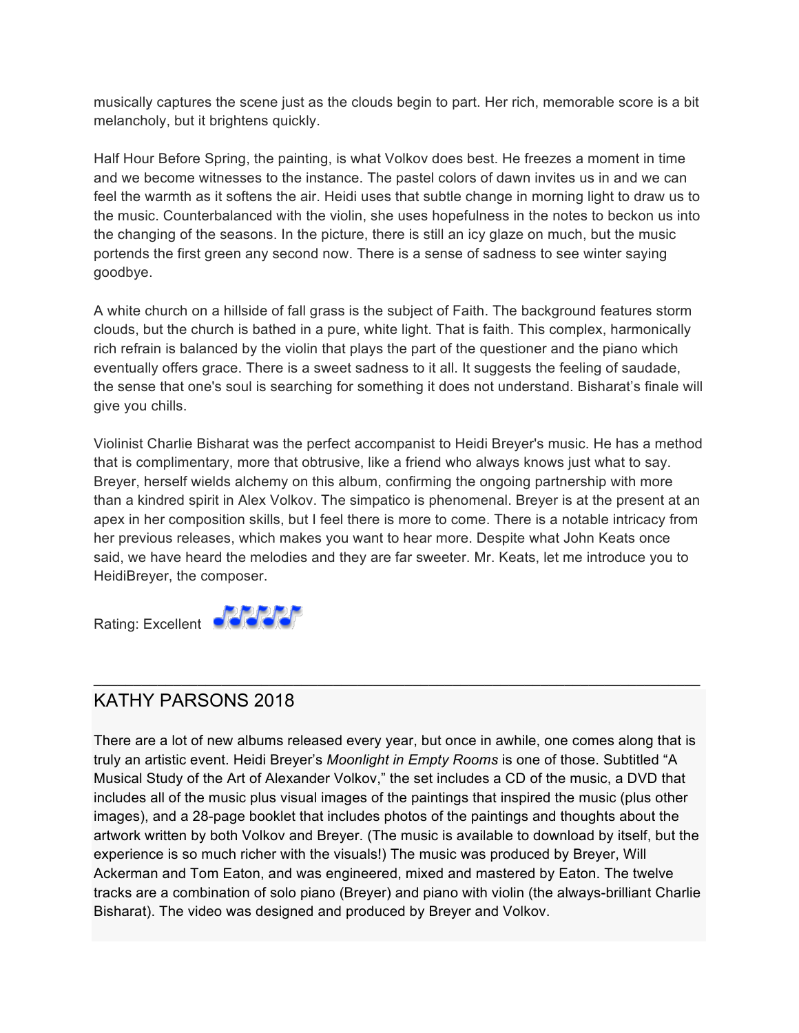musically captures the scene just as the clouds begin to part. Her rich, memorable score is a bit melancholy, but it brightens quickly.

Half Hour Before Spring, the painting, is what Volkov does best. He freezes a moment in time and we become witnesses to the instance. The pastel colors of dawn invites us in and we can feel the warmth as it softens the air. Heidi uses that subtle change in morning light to draw us to the music. Counterbalanced with the violin, she uses hopefulness in the notes to beckon us into the changing of the seasons. In the picture, there is still an icy glaze on much, but the music portends the first green any second now. There is a sense of sadness to see winter saying goodbye.

A white church on a hillside of fall grass is the subject of Faith. The background features storm clouds, but the church is bathed in a pure, white light. That is faith. This complex, harmonically rich refrain is balanced by the violin that plays the part of the questioner and the piano which eventually offers grace. There is a sweet sadness to it all. It suggests the feeling of saudade, the sense that one's soul is searching for something it does not understand. Bisharat's finale will give you chills.

Violinist Charlie Bisharat was the perfect accompanist to Heidi Breyer's music. He has a method that is complimentary, more that obtrusive, like a friend who always knows just what to say. Breyer, herself wields alchemy on this album, confirming the ongoing partnership with more than a kindred spirit in Alex Volkov. The simpatico is phenomenal. Breyer is at the present at an apex in her composition skills, but I feel there is more to come. There is a notable intricacy from her previous releases, which makes you want to hear more. Despite what John Keats once said, we have heard the melodies and they are far sweeter. Mr. Keats, let me introduce you to HeidiBreyer, the composer.

Rating: Excellent

---

## KATHY PARSONS 2018

There are a lot of new albums released every year, but once in awhile, one comes along that is truly an artistic event. Heidi Breyer's *Moonlight in Empty Rooms* is one of those. Subtitled "A Musical Study of the Art of Alexander Volkov," the set includes a CD of the music, a DVD that includes all of the music plus visual images of the paintings that inspired the music (plus other images), and a 28-page booklet that includes photos of the paintings and thoughts about the artwork written by both Volkov and Breyer. (The music is available to download by itself, but the experience is so much richer with the visuals!) The music was produced by Breyer, Will Ackerman and Tom Eaton, and was engineered, mixed and mastered by Eaton. The twelve tracks are a combination of solo piano (Breyer) and piano with violin (the always-brilliant Charlie Bisharat). The video was designed and produced by Breyer and Volkov.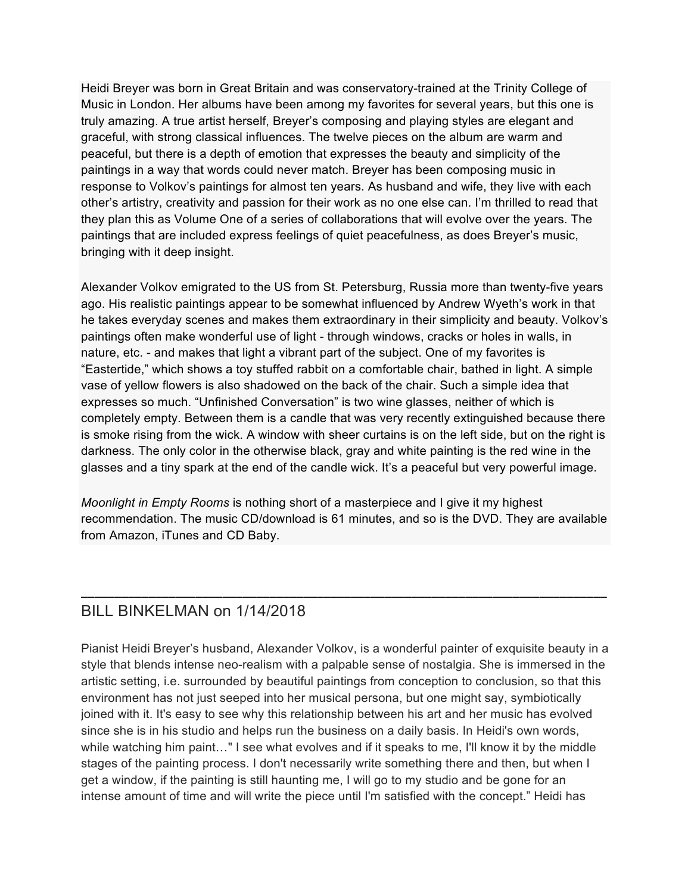Heidi Breyer was born in Great Britain and was conservatory-trained at the Trinity College of Music in London. Her albums have been among my favorites for several years, but this one is truly amazing. A true artist herself, Breyer's composing and playing styles are elegant and graceful, with strong classical influences. The twelve pieces on the album are warm and peaceful, but there is a depth of emotion that expresses the beauty and simplicity of the paintings in a way that words could never match. Breyer has been composing music in response to Volkov's paintings for almost ten years. As husband and wife, they live with each other's artistry, creativity and passion for their work as no one else can. I'm thrilled to read that they plan this as Volume One of a series of collaborations that will evolve over the years. The paintings that are included express feelings of quiet peacefulness, as does Breyer's music, bringing with it deep insight.

Alexander Volkov emigrated to the US from St. Petersburg, Russia more than twenty-five years ago. His realistic paintings appear to be somewhat influenced by Andrew Wyeth's work in that he takes everyday scenes and makes them extraordinary in their simplicity and beauty. Volkov's paintings often make wonderful use of light - through windows, cracks or holes in walls, in nature, etc. - and makes that light a vibrant part of the subject. One of my favorites is "Eastertide," which shows a toy stuffed rabbit on a comfortable chair, bathed in light. A simple vase of yellow flowers is also shadowed on the back of the chair. Such a simple idea that expresses so much. "Unfinished Conversation" is two wine glasses, neither of which is completely empty. Between them is a candle that was very recently extinguished because there is smoke rising from the wick. A window with sheer curtains is on the left side, but on the right is darkness. The only color in the otherwise black, gray and white painting is the red wine in the glasses and a tiny spark at the end of the candle wick. It's a peaceful but very powerful image.

*Moonlight in Empty Rooms* is nothing short of a masterpiece and I give it my highest recommendation. The music CD/download is 61 minutes, and so is the DVD. They are available from Amazon, iTunes and CD Baby.

---

## BILL BINKELMAN on 1/14/2018

Pianist Heidi Breyer's husband, Alexander Volkov, is a wonderful painter of exquisite beauty in a style that blends intense neo-realism with a palpable sense of nostalgia. She is immersed in the artistic setting, i.e. surrounded by beautiful paintings from conception to conclusion, so that this environment has not just seeped into her musical persona, but one might say, symbiotically joined with it. It's easy to see why this relationship between his art and her music has evolved since she is in his studio and helps run the business on a daily basis. In Heidi's own words, while watching him paint…" I see what evolves and if it speaks to me, I'll know it by the middle stages of the painting process. I don't necessarily write something there and then, but when I get a window, if the painting is still haunting me, I will go to my studio and be gone for an intense amount of time and will write the piece until I'm satisfied with the concept." Heidi has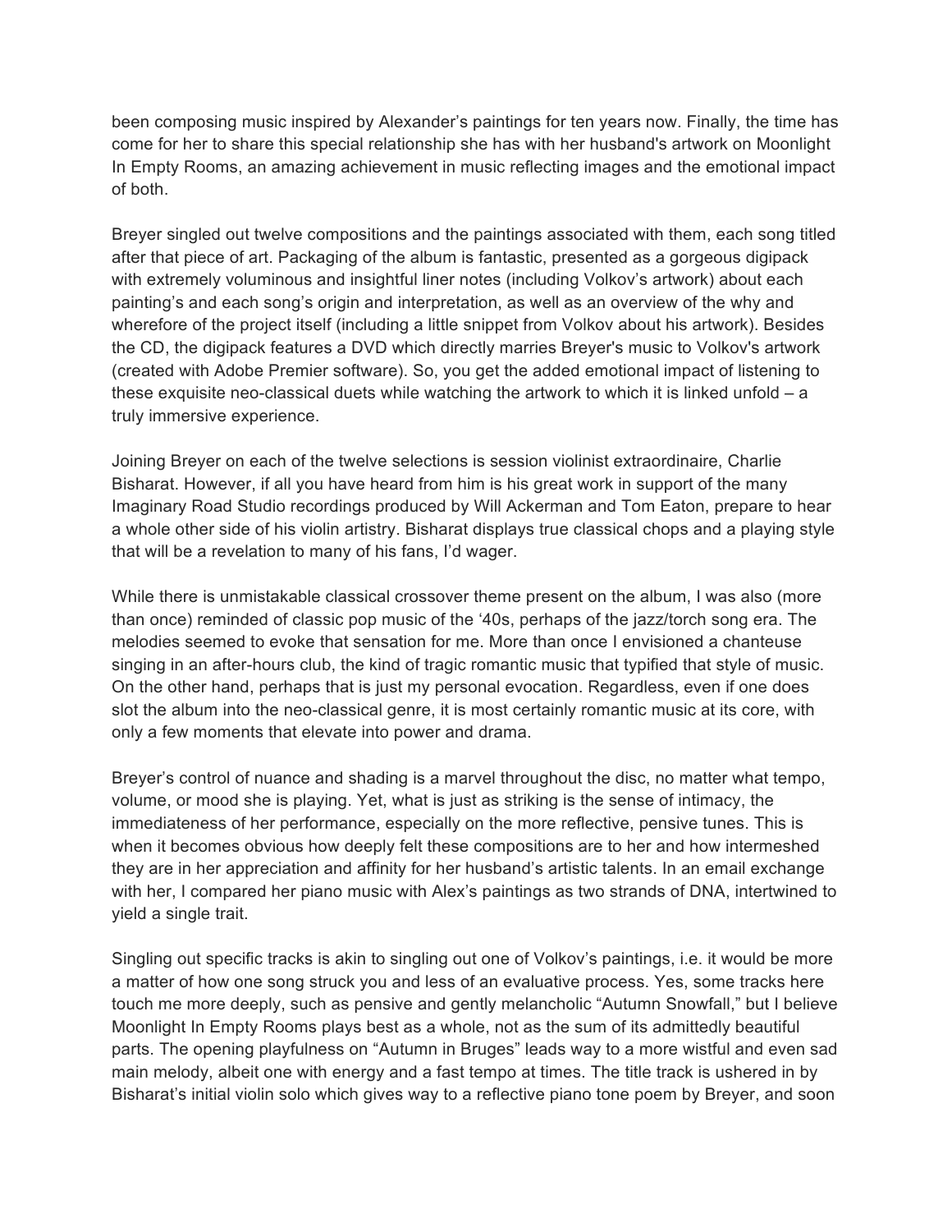been composing music inspired by Alexander's paintings for ten years now. Finally, the time has come for her to share this special relationship she has with her husband's artwork on Moonlight In Empty Rooms, an amazing achievement in music reflecting images and the emotional impact of both.

Breyer singled out twelve compositions and the paintings associated with them, each song titled after that piece of art. Packaging of the album is fantastic, presented as a gorgeous digipack with extremely voluminous and insightful liner notes (including Volkov's artwork) about each painting's and each song's origin and interpretation, as well as an overview of the why and wherefore of the project itself (including a little snippet from Volkov about his artwork). Besides the CD, the digipack features a DVD which directly marries Breyer's music to Volkov's artwork (created with Adobe Premier software). So, you get the added emotional impact of listening to these exquisite neo-classical duets while watching the artwork to which it is linked unfold – a truly immersive experience.

Joining Breyer on each of the twelve selections is session violinist extraordinaire, Charlie Bisharat. However, if all you have heard from him is his great work in support of the many Imaginary Road Studio recordings produced by Will Ackerman and Tom Eaton, prepare to hear a whole other side of his violin artistry. Bisharat displays true classical chops and a playing style that will be a revelation to many of his fans, I'd wager.

While there is unmistakable classical crossover theme present on the album, I was also (more than once) reminded of classic pop music of the '40s, perhaps of the jazz/torch song era. The melodies seemed to evoke that sensation for me. More than once I envisioned a chanteuse singing in an after-hours club, the kind of tragic romantic music that typified that style of music. On the other hand, perhaps that is just my personal evocation. Regardless, even if one does slot the album into the neo-classical genre, it is most certainly romantic music at its core, with only a few moments that elevate into power and drama.

Breyer's control of nuance and shading is a marvel throughout the disc, no matter what tempo, volume, or mood she is playing. Yet, what is just as striking is the sense of intimacy, the immediateness of her performance, especially on the more reflective, pensive tunes. This is when it becomes obvious how deeply felt these compositions are to her and how intermeshed they are in her appreciation and affinity for her husband's artistic talents. In an email exchange with her, I compared her piano music with Alex's paintings as two strands of DNA, intertwined to yield a single trait.

Singling out specific tracks is akin to singling out one of Volkov's paintings, i.e. it would be more a matter of how one song struck you and less of an evaluative process. Yes, some tracks here touch me more deeply, such as pensive and gently melancholic "Autumn Snowfall," but I believe Moonlight In Empty Rooms plays best as a whole, not as the sum of its admittedly beautiful parts. The opening playfulness on "Autumn in Bruges" leads way to a more wistful and even sad main melody, albeit one with energy and a fast tempo at times. The title track is ushered in by Bisharat's initial violin solo which gives way to a reflective piano tone poem by Breyer, and soon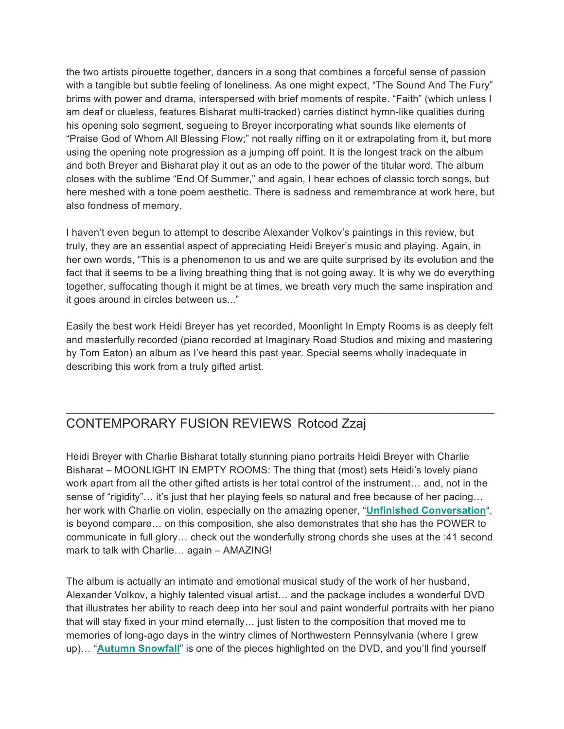the two artists pirouette together, dancers in a song that combines a forceful sense of passion with a tangible but subtle feeling of loneliness. As one might expect, "The Sound And The Fury" brims with power and drama, interspersed with brief moments of respite. "Faith" (which unless I am deaf or clueless, features Bisharat multi-tracked) carries distinct hymn-like qualities during his opening solo segment, segueing to Breyer incorporating what sounds like elements of "Praise God of Whom All Blessing Flow;" not really riffing on it or extrapolating from it, but more using the opening note progression as a jumping off point. It is the longest track on the album and both Breyer and Bisharat play it out as an ode to the power of the titular word. The album closes with the sublime "End Of Summer," and again, I hear echoes of classic torch songs, but here meshed with a tone poem aesthetic. There is sadness and remembrance at work here, but also fondness of memory.

I haven't even begun to attempt to describe Alexander Volkov's paintings in this review, but truly, they are an essential aspect of appreciating Heidi Breyer's music and playing. Again, in her own words, "This is a phenomenon to us and we are quite surprised by its evolution and the fact that it seems to be a living breathing thing that is not going away. It is why we do everything together, suffocating though it might be at times, we breath very much the same inspiration and it goes around in circles between us..."

Easily the best work Heidi Breyer has yet recorded, Moonlight In Empty Rooms is as deeply felt and masterfully recorded (piano recorded at Imaginary Road Studios and mixing and mastering by Tom Eaton) an album as I've heard this past year. Special seems wholly inadequate in describing this work from a truly gifted artist.

---

## CONTEMPORARY FUSION REVIEWS Rotcod Zzaj

Heidi Breyer with Charlie Bisharat totally stunning piano portraits Heidi Breyer with Charlie Bisharat – MOONLIGHT IN EMPTY ROOMS: The thing that (most) sets Heidi's lovely piano work apart from all the other gifted artists is her total control of the instrument… and, not in the sense of "rigidity"… it's just that her playing feels so natural and free because of her pacing… her work with Charlie on violin, especially on the amazing opener, "**Unfinished Conversation**", is beyond compare… on this composition, she also demonstrates that she has the POWER to communicate in full glory… check out the wonderfully strong chords she uses at the :41 second mark to talk with Charlie… again – AMAZING!

The album is actually an intimate and emotional musical study of the work of her husband, Alexander Volkov, a highly talented visual artist… and the package includes a wonderful DVD that illustrates her ability to reach deep into her soul and paint wonderful portraits with her piano that will stay fixed in your mind eternally… just listen to the composition that moved me to memories of long-ago days in the wintry climes of Northwestern Pennsylvania (where I grew up)… "**Autumn Snowfall**" is one of the pieces highlighted on the DVD, and you'll find yourself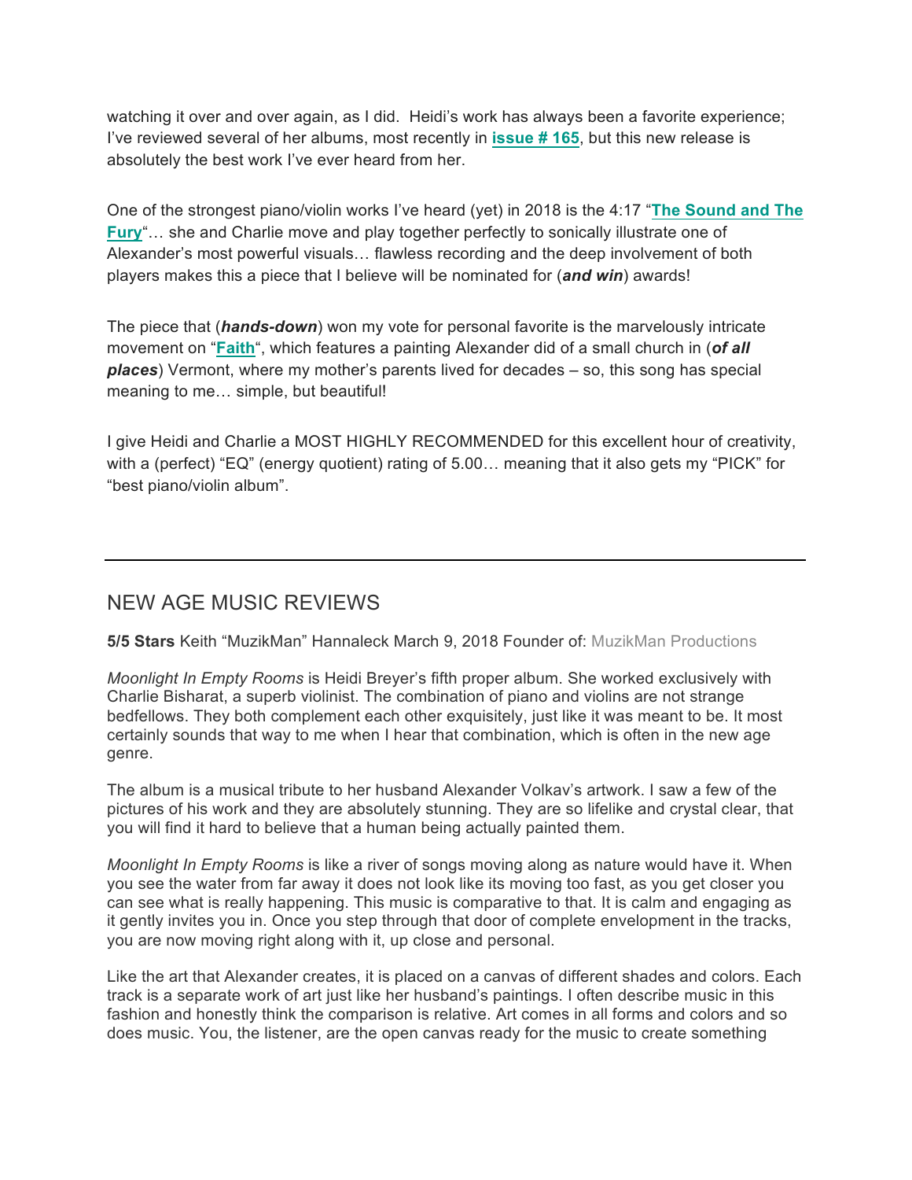watching it over and over again, as I did. Heidi's work has always been a favorite experience; I've reviewed several of her albums, most recently in **issue # 165**, but this new release is absolutely the best work I've ever heard from her.

One of the strongest piano/violin works I've heard (yet) in 2018 is the 4:17 "**The Sound and The Fury**"… she and Charlie move and play together perfectly to sonically illustrate one of Alexander's most powerful visuals… flawless recording and the deep involvement of both players makes this a piece that I believe will be nominated for (***and win***) awards!

The piece that (***hands-down***) won my vote for personal favorite is the marvelously intricate movement on "**Faith**", which features a painting Alexander did of a small church in (***of all places***) Vermont, where my mother's parents lived for decades – so, this song has special meaning to me… simple, but beautiful!

I give Heidi and Charlie a MOST HIGHLY RECOMMENDED for this excellent hour of creativity, with a (perfect) "EQ" (energy quotient) rating of 5.00… meaning that it also gets my "PICK" for "best piano/violin album".

---

## NEW AGE MUSIC REVIEWS

**5/5 Stars** Keith "MuzikMan" Hannaleck March 9, 2018 Founder of: MuzikMan Productions

*Moonlight In Empty Rooms* is Heidi Breyer's fifth proper album. She worked exclusively with Charlie Bisharat, a superb violinist. The combination of piano and violins are not strange bedfellows. They both complement each other exquisitely, just like it was meant to be. It most certainly sounds that way to me when I hear that combination, which is often in the new age genre.

The album is a musical tribute to her husband Alexander Volkav's artwork. I saw a few of the pictures of his work and they are absolutely stunning. They are so lifelike and crystal clear, that you will find it hard to believe that a human being actually painted them.

*Moonlight In Empty Rooms* is like a river of songs moving along as nature would have it. When you see the water from far away it does not look like its moving too fast, as you get closer you can see what is really happening. This music is comparative to that. It is calm and engaging as it gently invites you in. Once you step through that door of complete envelopment in the tracks, you are now moving right along with it, up close and personal.

Like the art that Alexander creates, it is placed on a canvas of different shades and colors. Each track is a separate work of art just like her husband's paintings. I often describe music in this fashion and honestly think the comparison is relative. Art comes in all forms and colors and so does music. You, the listener, are the open canvas ready for the music to create something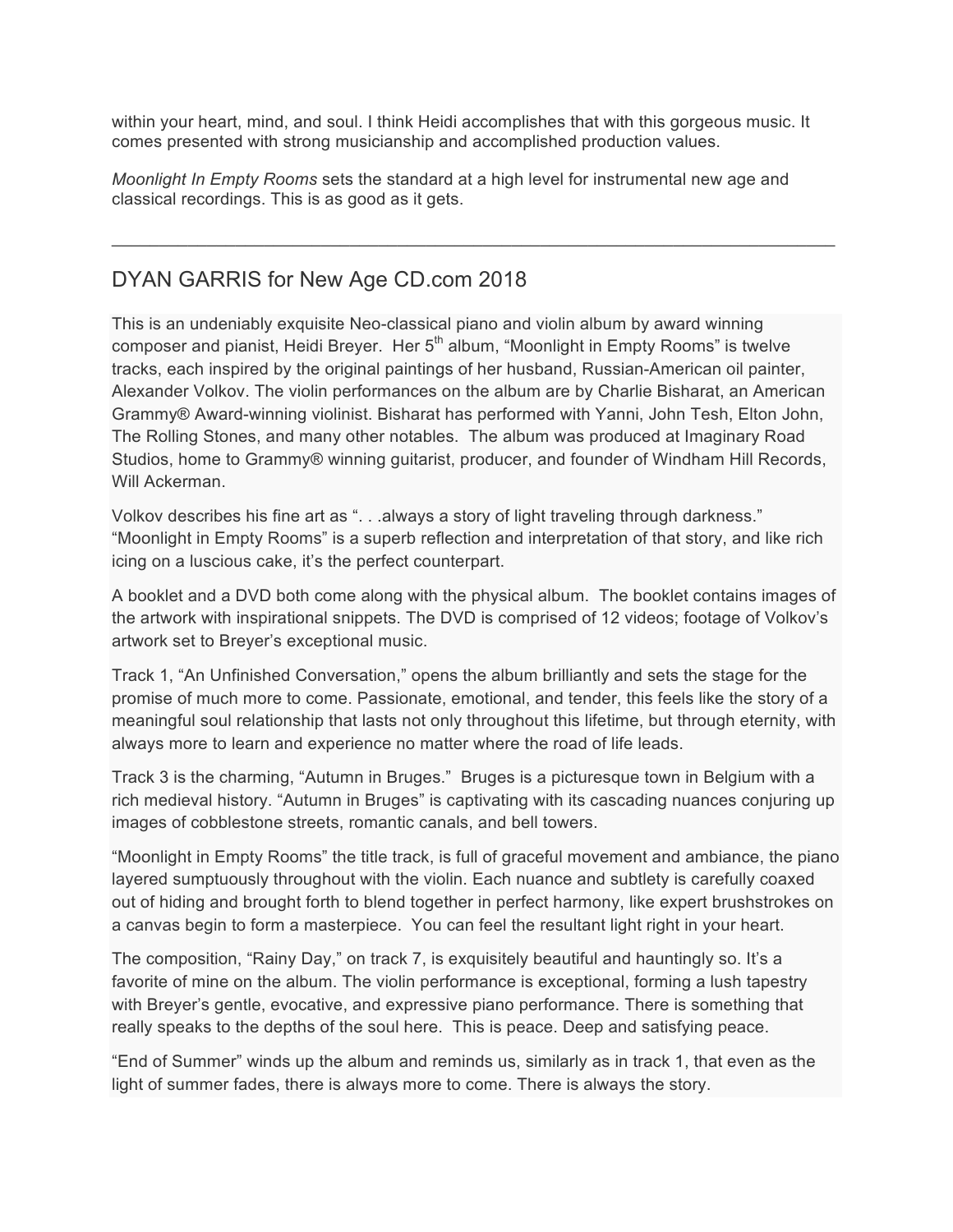within your heart, mind, and soul. I think Heidi accomplishes that with this gorgeous music. It comes presented with strong musicianship and accomplished production values.

*Moonlight In Empty Rooms* sets the standard at a high level for instrumental new age and classical recordings. This is as good as it gets.

---

## DYAN GARRIS for New Age CD.com 2018

This is an undeniably exquisite Neo-classical piano and violin album by award winning composer and pianist, Heidi Breyer. Her 5th album, “Moonlight in Empty Rooms” is twelve tracks, each inspired by the original paintings of her husband, Russian-American oil painter, Alexander Volkov. The violin performances on the album are by Charlie Bisharat, an American Grammy® Award-winning violinist. Bisharat has performed with Yanni, John Tesh, Elton John, The Rolling Stones, and many other notables. The album was produced at Imaginary Road Studios, home to Grammy® winning guitarist, producer, and founder of Windham Hill Records, Will Ackerman.

Volkov describes his fine art as “. . .always a story of light traveling through darkness.” “Moonlight in Empty Rooms” is a superb reflection and interpretation of that story, and like rich icing on a luscious cake, it’s the perfect counterpart.

A booklet and a DVD both come along with the physical album. The booklet contains images of the artwork with inspirational snippets. The DVD is comprised of 12 videos; footage of Volkov’s artwork set to Breyer’s exceptional music.

Track 1, “An Unfinished Conversation,” opens the album brilliantly and sets the stage for the promise of much more to come. Passionate, emotional, and tender, this feels like the story of a meaningful soul relationship that lasts not only throughout this lifetime, but through eternity, with always more to learn and experience no matter where the road of life leads.

Track 3 is the charming, “Autumn in Bruges.” Bruges is a picturesque town in Belgium with a rich medieval history. “Autumn in Bruges” is captivating with its cascading nuances conjuring up images of cobblestone streets, romantic canals, and bell towers.

“Moonlight in Empty Rooms” the title track, is full of graceful movement and ambiance, the piano layered sumptuously throughout with the violin. Each nuance and subtlety is carefully coaxed out of hiding and brought forth to blend together in perfect harmony, like expert brushstrokes on a canvas begin to form a masterpiece. You can feel the resultant light right in your heart.

The composition, “Rainy Day,” on track 7, is exquisitely beautiful and hauntingly so. It’s a favorite of mine on the album. The violin performance is exceptional, forming a lush tapestry with Breyer’s gentle, evocative, and expressive piano performance. There is something that really speaks to the depths of the soul here. This is peace. Deep and satisfying peace.

“End of Summer” winds up the album and reminds us, similarly as in track 1, that even as the light of summer fades, there is always more to come. There is always the story.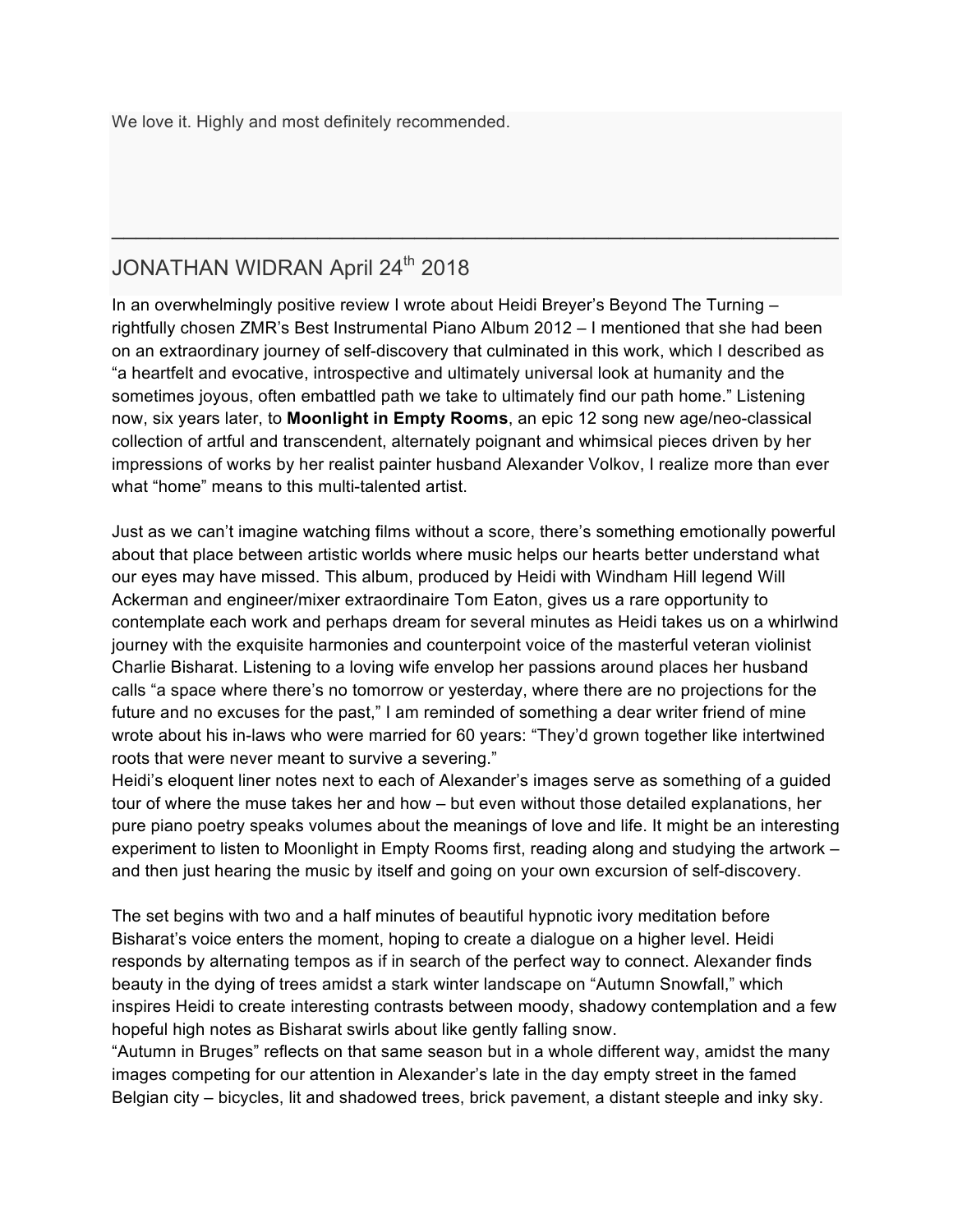We love it. Highly and most definitely recommended.

---

## JONATHAN WIDRAN April 24th 2018

In an overwhelmingly positive review I wrote about Heidi Breyer's Beyond The Turning – rightfully chosen ZMR's Best Instrumental Piano Album 2012 – I mentioned that she had been on an extraordinary journey of self-discovery that culminated in this work, which I described as "a heartfelt and evocative, introspective and ultimately universal look at humanity and the sometimes joyous, often embattled path we take to ultimately find our path home." Listening now, six years later, to **Moonlight in Empty Rooms**, an epic 12 song new age/neo-classical collection of artful and transcendent, alternately poignant and whimsical pieces driven by her impressions of works by her realist painter husband Alexander Volkov, I realize more than ever what "home" means to this multi-talented artist.

Just as we can't imagine watching films without a score, there's something emotionally powerful about that place between artistic worlds where music helps our hearts better understand what our eyes may have missed. This album, produced by Heidi with Windham Hill legend Will Ackerman and engineer/mixer extraordinaire Tom Eaton, gives us a rare opportunity to contemplate each work and perhaps dream for several minutes as Heidi takes us on a whirlwind journey with the exquisite harmonies and counterpoint voice of the masterful veteran violinist Charlie Bisharat. Listening to a loving wife envelop her passions around places her husband calls "a space where there's no tomorrow or yesterday, where there are no projections for the future and no excuses for the past," I am reminded of something a dear writer friend of mine wrote about his in-laws who were married for 60 years: "They'd grown together like intertwined roots that were never meant to survive a severing."
Heidi's eloquent liner notes next to each of Alexander's images serve as something of a guided tour of where the muse takes her and how – but even without those detailed explanations, her pure piano poetry speaks volumes about the meanings of love and life. It might be an interesting experiment to listen to Moonlight in Empty Rooms first, reading along and studying the artwork – and then just hearing the music by itself and going on your own excursion of self-discovery.

The set begins with two and a half minutes of beautiful hypnotic ivory meditation before Bisharat's voice enters the moment, hoping to create a dialogue on a higher level. Heidi responds by alternating tempos as if in search of the perfect way to connect. Alexander finds beauty in the dying of trees amidst a stark winter landscape on "Autumn Snowfall," which inspires Heidi to create interesting contrasts between moody, shadowy contemplation and a few hopeful high notes as Bisharat swirls about like gently falling snow.
"Autumn in Bruges" reflects on that same season but in a whole different way, amidst the many images competing for our attention in Alexander's late in the day empty street in the famed Belgian city – bicycles, lit and shadowed trees, brick pavement, a distant steeple and inky sky.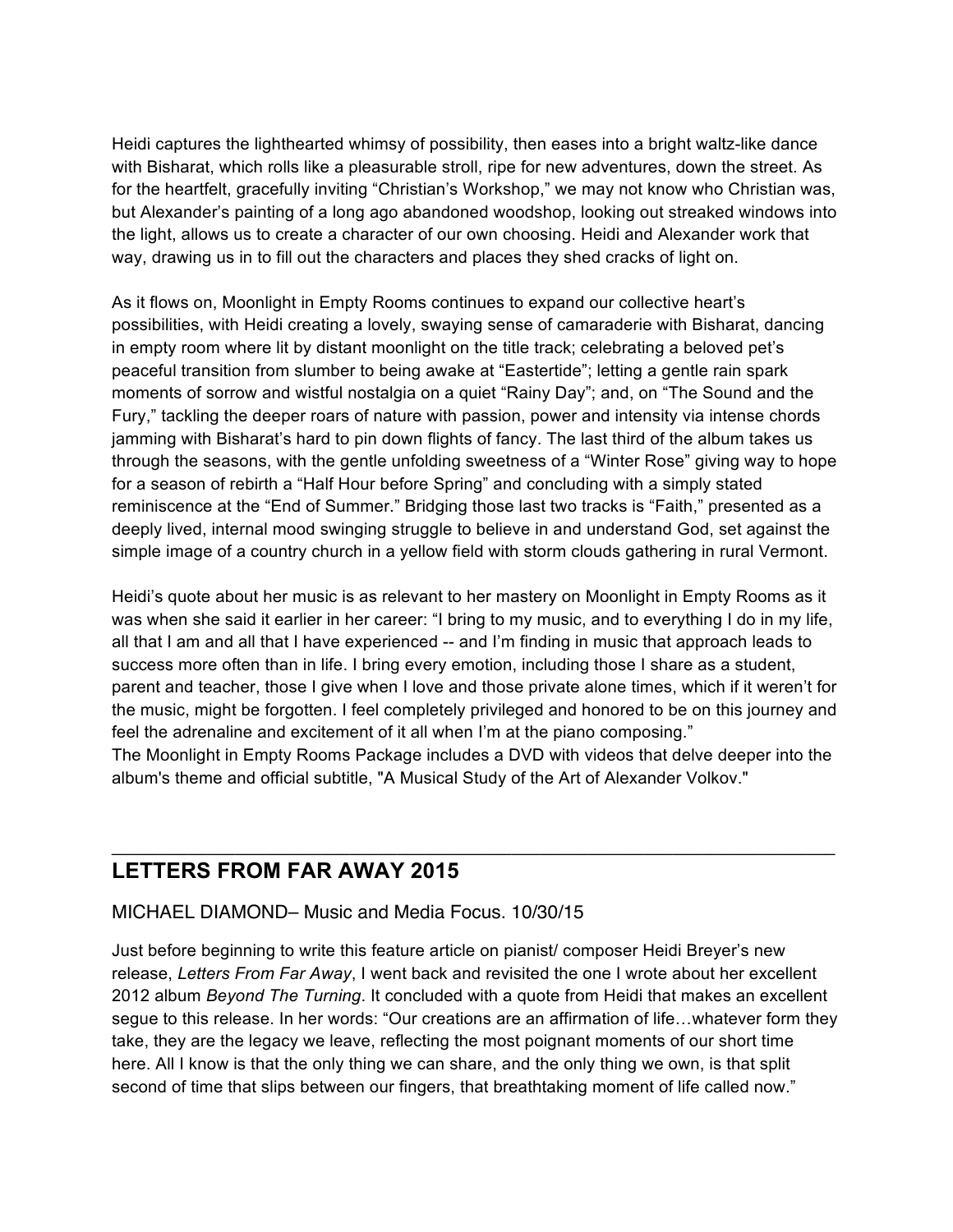Heidi captures the lighthearted whimsy of possibility, then eases into a bright waltz-like dance with Bisharat, which rolls like a pleasurable stroll, ripe for new adventures, down the street. As for the heartfelt, gracefully inviting "Christian's Workshop," we may not know who Christian was, but Alexander's painting of a long ago abandoned woodshop, looking out streaked windows into the light, allows us to create a character of our own choosing. Heidi and Alexander work that way, drawing us in to fill out the characters and places they shed cracks of light on.

As it flows on, Moonlight in Empty Rooms continues to expand our collective heart's possibilities, with Heidi creating a lovely, swaying sense of camaraderie with Bisharat, dancing in empty room where lit by distant moonlight on the title track; celebrating a beloved pet's peaceful transition from slumber to being awake at "Eastertide"; letting a gentle rain spark moments of sorrow and wistful nostalgia on a quiet "Rainy Day"; and, on "The Sound and the Fury," tackling the deeper roars of nature with passion, power and intensity via intense chords jamming with Bisharat's hard to pin down flights of fancy. The last third of the album takes us through the seasons, with the gentle unfolding sweetness of a "Winter Rose" giving way to hope for a season of rebirth a "Half Hour before Spring" and concluding with a simply stated reminiscence at the "End of Summer." Bridging those last two tracks is "Faith," presented as a deeply lived, internal mood swinging struggle to believe in and understand God, set against the simple image of a country church in a yellow field with storm clouds gathering in rural Vermont.

Heidi's quote about her music is as relevant to her mastery on Moonlight in Empty Rooms as it was when she said it earlier in her career: "I bring to my music, and to everything I do in my life, all that I am and all that I have experienced -- and I'm finding in music that approach leads to success more often than in life. I bring every emotion, including those I share as a student, parent and teacher, those I give when I love and those private alone times, which if it weren't for the music, might be forgotten. I feel completely privileged and honored to be on this journey and feel the adrenaline and excitement of it all when I'm at the piano composing."
The Moonlight in Empty Rooms Package includes a DVD with videos that delve deeper into the album's theme and official subtitle, "A Musical Study of the Art of Alexander Volkov."

---

## LETTERS FROM FAR AWAY 2015

MICHAEL DIAMOND– Music and Media Focus. 10/30/15

Just before beginning to write this feature article on pianist/ composer Heidi Breyer's new release, *Letters From Far Away*, I went back and revisited the one I wrote about her excellent 2012 album *Beyond The Turning*. It concluded with a quote from Heidi that makes an excellent segue to this release. In her words: "Our creations are an affirmation of life…whatever form they take, they are the legacy we leave, reflecting the most poignant moments of our short time here. All I know is that the only thing we can share, and the only thing we own, is that split second of time that slips between our fingers, that breathtaking moment of life called now."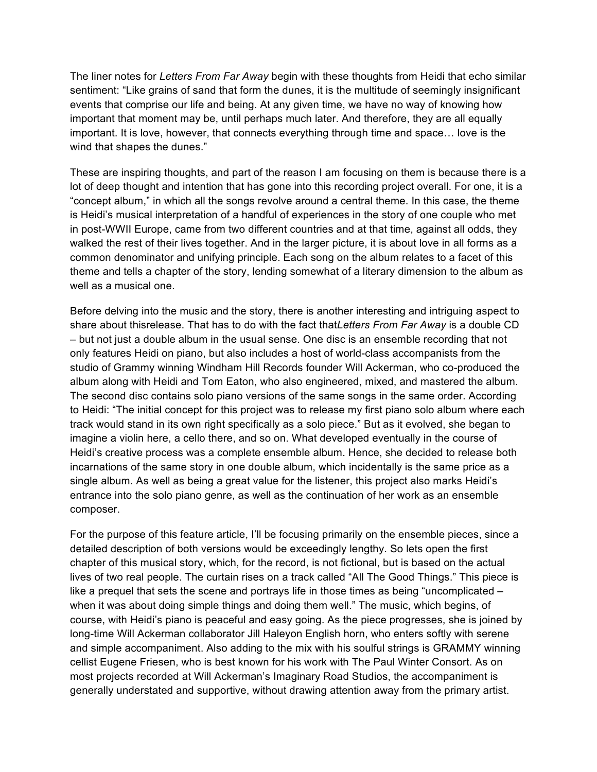The liner notes for *Letters From Far Away* begin with these thoughts from Heidi that echo similar sentiment: “Like grains of sand that form the dunes, it is the multitude of seemingly insignificant events that comprise our life and being. At any given time, we have no way of knowing how important that moment may be, until perhaps much later. And therefore, they are all equally important. It is love, however, that connects everything through time and space… love is the wind that shapes the dunes.”

These are inspiring thoughts, and part of the reason I am focusing on them is because there is a lot of deep thought and intention that has gone into this recording project overall. For one, it is a “concept album,” in which all the songs revolve around a central theme. In this case, the theme is Heidi’s musical interpretation of a handful of experiences in the story of one couple who met in post-WWII Europe, came from two different countries and at that time, against all odds, they walked the rest of their lives together. And in the larger picture, it is about love in all forms as a common denominator and unifying principle. Each song on the album relates to a facet of this theme and tells a chapter of the story, lending somewhat of a literary dimension to the album as well as a musical one.

Before delving into the music and the story, there is another interesting and intriguing aspect to share about thisrelease. That has to do with the fact that*Letters From Far Away* is a double CD – but not just a double album in the usual sense. One disc is an ensemble recording that not only features Heidi on piano, but also includes a host of world-class accompanists from the studio of Grammy winning Windham Hill Records founder Will Ackerman, who co-produced the album along with Heidi and Tom Eaton, who also engineered, mixed, and mastered the album. The second disc contains solo piano versions of the same songs in the same order. According to Heidi: “The initial concept for this project was to release my first piano solo album where each track would stand in its own right specifically as a solo piece.” But as it evolved, she began to imagine a violin here, a cello there, and so on. What developed eventually in the course of Heidi’s creative process was a complete ensemble album. Hence, she decided to release both incarnations of the same story in one double album, which incidentally is the same price as a single album. As well as being a great value for the listener, this project also marks Heidi’s entrance into the solo piano genre, as well as the continuation of her work as an ensemble composer.

For the purpose of this feature article, I’ll be focusing primarily on the ensemble pieces, since a detailed description of both versions would be exceedingly lengthy. So lets open the first chapter of this musical story, which, for the record, is not fictional, but is based on the actual lives of two real people. The curtain rises on a track called “All The Good Things.” This piece is like a prequel that sets the scene and portrays life in those times as being “uncomplicated – when it was about doing simple things and doing them well.” The music, which begins, of course, with Heidi’s piano is peaceful and easy going. As the piece progresses, she is joined by long-time Will Ackerman collaborator Jill Haleyon English horn, who enters softly with serene and simple accompaniment. Also adding to the mix with his soulful strings is GRAMMY winning cellist Eugene Friesen, who is best known for his work with The Paul Winter Consort. As on most projects recorded at Will Ackerman’s Imaginary Road Studios, the accompaniment is generally understated and supportive, without drawing attention away from the primary artist.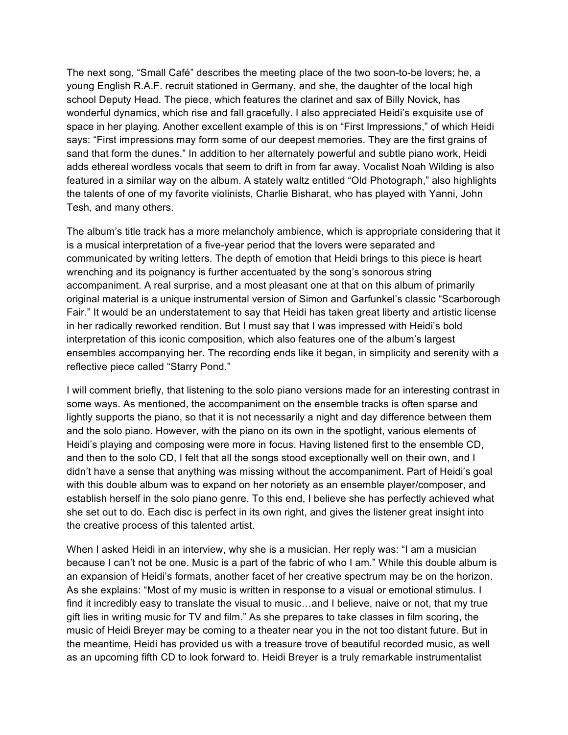The next song, "Small Café" describes the meeting place of the two soon-to-be lovers; he, a young English R.A.F. recruit stationed in Germany, and she, the daughter of the local high school Deputy Head. The piece, which features the clarinet and sax of Billy Novick, has wonderful dynamics, which rise and fall gracefully. I also appreciated Heidi's exquisite use of space in her playing. Another excellent example of this is on "First Impressions," of which Heidi says: "First impressions may form some of our deepest memories. They are the first grains of sand that form the dunes." In addition to her alternately powerful and subtle piano work, Heidi adds ethereal wordless vocals that seem to drift in from far away. Vocalist Noah Wilding is also featured in a similar way on the album. A stately waltz entitled "Old Photograph," also highlights the talents of one of my favorite violinists, Charlie Bisharat, who has played with Yanni, John Tesh, and many others.

The album's title track has a more melancholy ambience, which is appropriate considering that it is a musical interpretation of a five-year period that the lovers were separated and communicated by writing letters. The depth of emotion that Heidi brings to this piece is heart wrenching and its poignancy is further accentuated by the song's sonorous string accompaniment. A real surprise, and a most pleasant one at that on this album of primarily original material is a unique instrumental version of Simon and Garfunkel's classic "Scarborough Fair." It would be an understatement to say that Heidi has taken great liberty and artistic license in her radically reworked rendition. But I must say that I was impressed with Heidi's bold interpretation of this iconic composition, which also features one of the album's largest ensembles accompanying her. The recording ends like it began, in simplicity and serenity with a reflective piece called "Starry Pond."

I will comment briefly, that listening to the solo piano versions made for an interesting contrast in some ways. As mentioned, the accompaniment on the ensemble tracks is often sparse and lightly supports the piano, so that it is not necessarily a night and day difference between them and the solo piano. However, with the piano on its own in the spotlight, various elements of Heidi's playing and composing were more in focus. Having listened first to the ensemble CD, and then to the solo CD, I felt that all the songs stood exceptionally well on their own, and I didn't have a sense that anything was missing without the accompaniment. Part of Heidi's goal with this double album was to expand on her notoriety as an ensemble player/composer, and establish herself in the solo piano genre. To this end, I believe she has perfectly achieved what she set out to do. Each disc is perfect in its own right, and gives the listener great insight into the creative process of this talented artist.

When I asked Heidi in an interview, why she is a musician. Her reply was: "I am a musician because I can't not be one. Music is a part of the fabric of who I am." While this double album is an expansion of Heidi's formats, another facet of her creative spectrum may be on the horizon. As she explains: "Most of my music is written in response to a visual or emotional stimulus. I find it incredibly easy to translate the visual to music…and I believe, naive or not, that my true gift lies in writing music for TV and film." As she prepares to take classes in film scoring, the music of Heidi Breyer may be coming to a theater near you in the not too distant future. But in the meantime, Heidi has provided us with a treasure trove of beautiful recorded music, as well as an upcoming fifth CD to look forward to. Heidi Breyer is a truly remarkable instrumentalist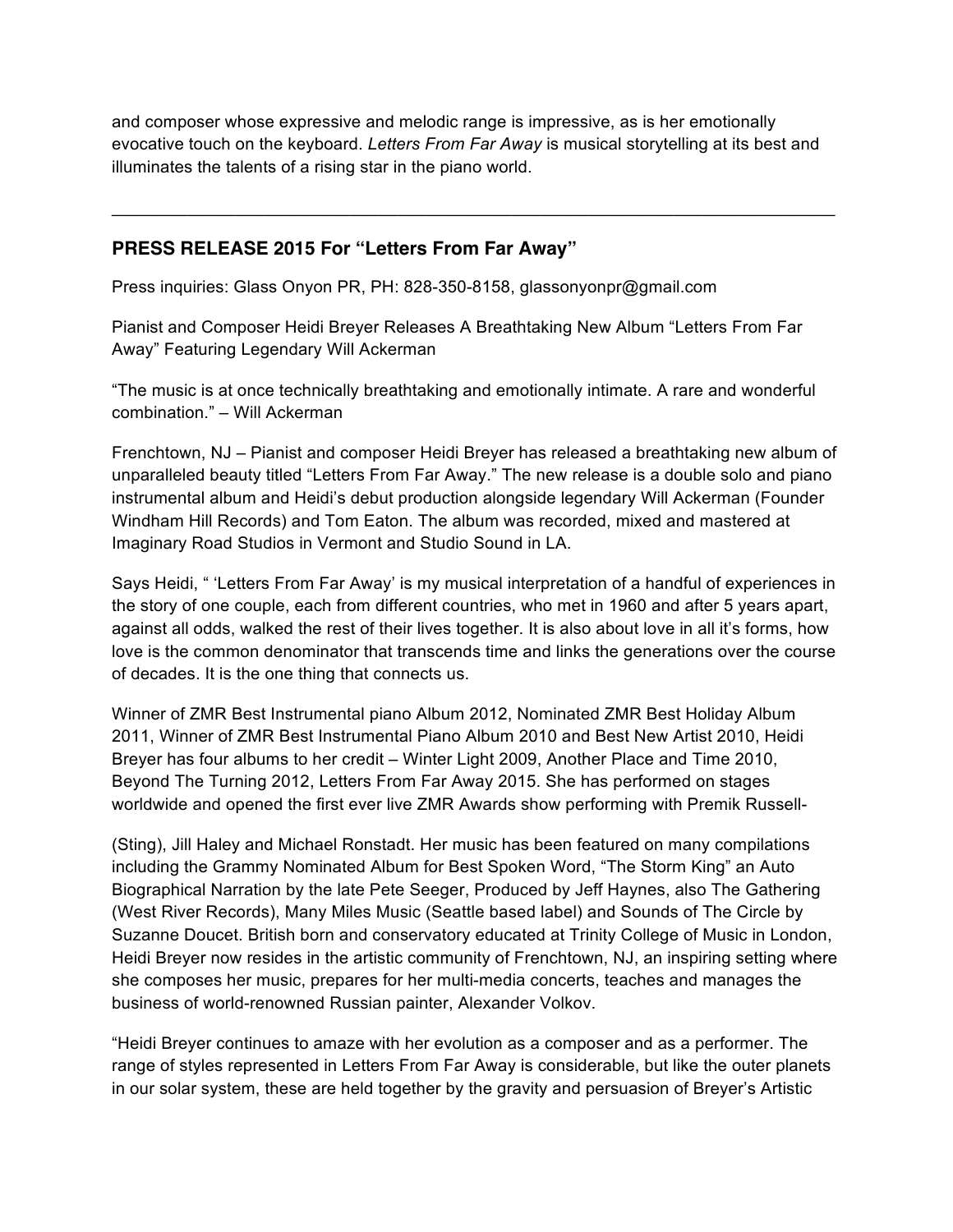and composer whose expressive and melodic range is impressive, as is her emotionally evocative touch on the keyboard. *Letters From Far Away* is musical storytelling at its best and illuminates the talents of a rising star in the piano world.

---

## PRESS RELEASE 2015 For "Letters From Far Away"

Press inquiries: Glass Onyon PR, PH: 828-350-8158, glassonyonpr@gmail.com

Pianist and Composer Heidi Breyer Releases A Breathtaking New Album "Letters From Far Away" Featuring Legendary Will Ackerman

"The music is at once technically breathtaking and emotionally intimate. A rare and wonderful combination." – Will Ackerman

Frenchtown, NJ – Pianist and composer Heidi Breyer has released a breathtaking new album of unparalleled beauty titled "Letters From Far Away." The new release is a double solo and piano instrumental album and Heidi's debut production alongside legendary Will Ackerman (Founder Windham Hill Records) and Tom Eaton. The album was recorded, mixed and mastered at Imaginary Road Studios in Vermont and Studio Sound in LA.

Says Heidi, " 'Letters From Far Away' is my musical interpretation of a handful of experiences in the story of one couple, each from different countries, who met in 1960 and after 5 years apart, against all odds, walked the rest of their lives together. It is also about love in all it's forms, how love is the common denominator that transcends time and links the generations over the course of decades. It is the one thing that connects us.

Winner of ZMR Best Instrumental piano Album 2012, Nominated ZMR Best Holiday Album 2011, Winner of ZMR Best Instrumental Piano Album 2010 and Best New Artist 2010, Heidi Breyer has four albums to her credit – Winter Light 2009, Another Place and Time 2010, Beyond The Turning 2012, Letters From Far Away 2015. She has performed on stages worldwide and opened the first ever live ZMR Awards show performing with Premik Russell-

(Sting), Jill Haley and Michael Ronstadt. Her music has been featured on many compilations including the Grammy Nominated Album for Best Spoken Word, "The Storm King" an Auto Biographical Narration by the late Pete Seeger, Produced by Jeff Haynes, also The Gathering (West River Records), Many Miles Music (Seattle based label) and Sounds of The Circle by Suzanne Doucet. British born and conservatory educated at Trinity College of Music in London, Heidi Breyer now resides in the artistic community of Frenchtown, NJ, an inspiring setting where she composes her music, prepares for her multi-media concerts, teaches and manages the business of world-renowned Russian painter, Alexander Volkov.

"Heidi Breyer continues to amaze with her evolution as a composer and as a performer. The range of styles represented in Letters From Far Away is considerable, but like the outer planets in our solar system, these are held together by the gravity and persuasion of Breyer's Artistic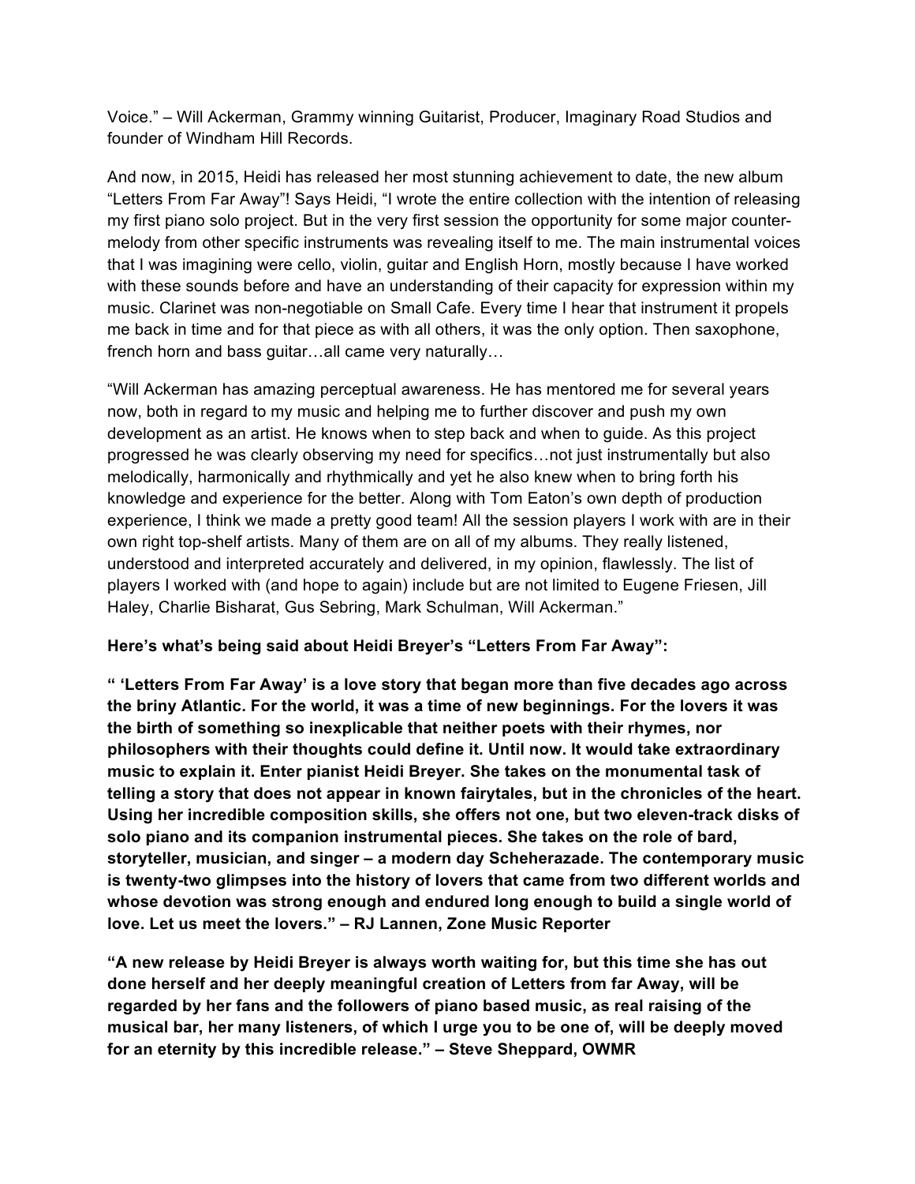Voice." – Will Ackerman, Grammy winning Guitarist, Producer, Imaginary Road Studios and founder of Windham Hill Records.

And now, in 2015, Heidi has released her most stunning achievement to date, the new album "Letters From Far Away"! Says Heidi, "I wrote the entire collection with the intention of releasing my first piano solo project. But in the very first session the opportunity for some major counter-melody from other specific instruments was revealing itself to me. The main instrumental voices that I was imagining were cello, violin, guitar and English Horn, mostly because I have worked with these sounds before and have an understanding of their capacity for expression within my music. Clarinet was non-negotiable on Small Cafe. Every time I hear that instrument it propels me back in time and for that piece as with all others, it was the only option. Then saxophone, french horn and bass guitar…all came very naturally…

"Will Ackerman has amazing perceptual awareness. He has mentored me for several years now, both in regard to my music and helping me to further discover and push my own development as an artist. He knows when to step back and when to guide. As this project progressed he was clearly observing my need for specifics…not just instrumentally but also melodically, harmonically and rhythmically and yet he also knew when to bring forth his knowledge and experience for the better. Along with Tom Eaton's own depth of production experience, I think we made a pretty good team! All the session players I work with are in their own right top-shelf artists. Many of them are on all of my albums. They really listened, understood and interpreted accurately and delivered, in my opinion, flawlessly. The list of players I worked with (and hope to again) include but are not limited to Eugene Friesen, Jill Haley, Charlie Bisharat, Gus Sebring, Mark Schulman, Will Ackerman."

**Here's what's being said about Heidi Breyer's "Letters From Far Away":**

**" 'Letters From Far Away' is a love story that began more than five decades ago across the briny Atlantic. For the world, it was a time of new beginnings. For the lovers it was the birth of something so inexplicable that neither poets with their rhymes, nor philosophers with their thoughts could define it. Until now. It would take extraordinary music to explain it. Enter pianist Heidi Breyer. She takes on the monumental task of telling a story that does not appear in known fairytales, but in the chronicles of the heart. Using her incredible composition skills, she offers not one, but two eleven-track disks of solo piano and its companion instrumental pieces. She takes on the role of bard, storyteller, musician, and singer – a modern day Scheherazade. The contemporary music is twenty-two glimpses into the history of lovers that came from two different worlds and whose devotion was strong enough and endured long enough to build a single world of love. Let us meet the lovers." – RJ Lannen, Zone Music Reporter**

**"A new release by Heidi Breyer is always worth waiting for, but this time she has out done herself and her deeply meaningful creation of Letters from far Away, will be regarded by her fans and the followers of piano based music, as real raising of the musical bar, her many listeners, of which I urge you to be one of, will be deeply moved for an eternity by this incredible release." – Steve Sheppard, OWMR**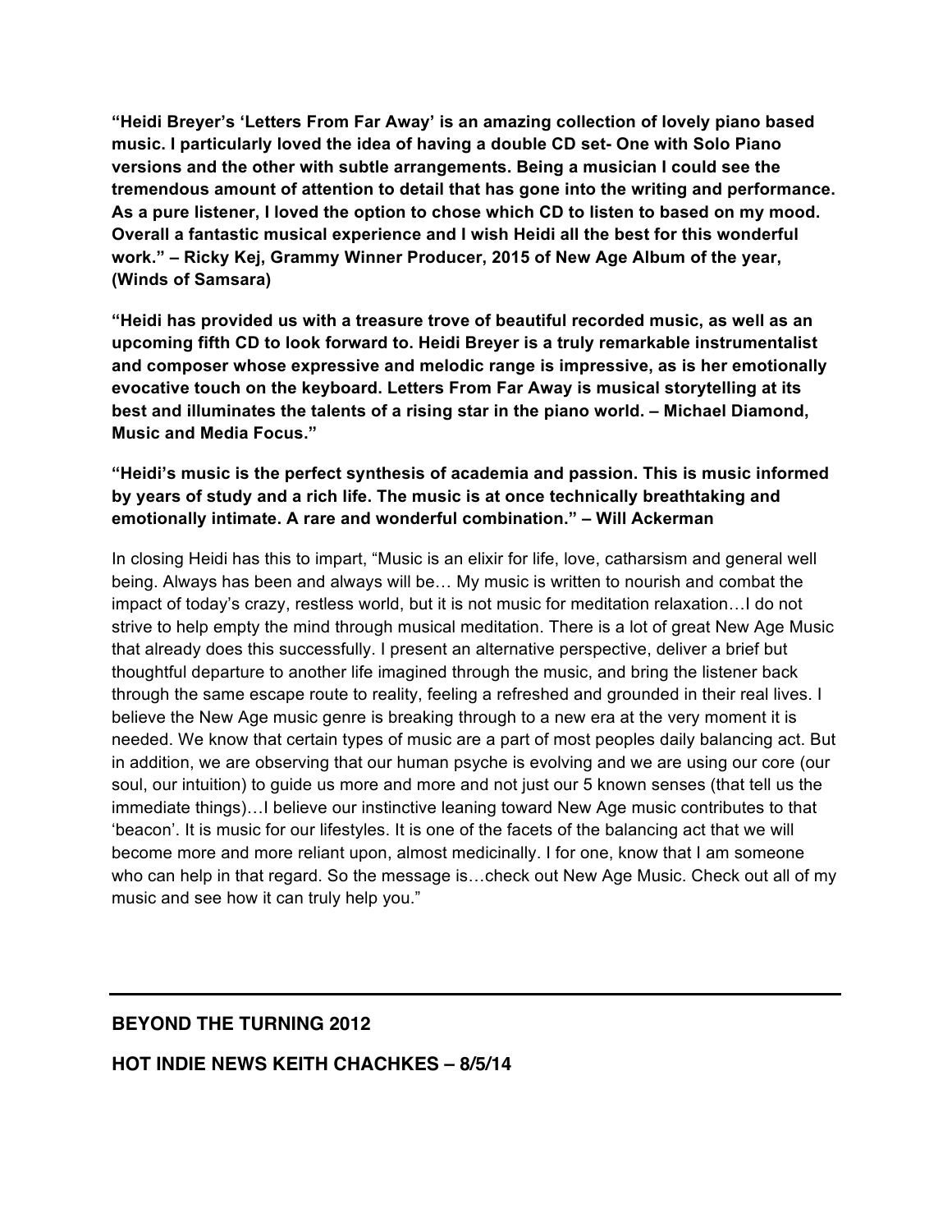**"Heidi Breyer's 'Letters From Far Away' is an amazing collection of lovely piano based music. I particularly loved the idea of having a double CD set- One with Solo Piano versions and the other with subtle arrangements. Being a musician I could see the tremendous amount of attention to detail that has gone into the writing and performance. As a pure listener, I loved the option to chose which CD to listen to based on my mood. Overall a fantastic musical experience and I wish Heidi all the best for this wonderful work." – Ricky Kej, Grammy Winner Producer, 2015 of New Age Album of the year, (Winds of Samsara)**

**"Heidi has provided us with a treasure trove of beautiful recorded music, as well as an upcoming fifth CD to look forward to. Heidi Breyer is a truly remarkable instrumentalist and composer whose expressive and melodic range is impressive, as is her emotionally evocative touch on the keyboard. Letters From Far Away is musical storytelling at its best and illuminates the talents of a rising star in the piano world. – Michael Diamond, Music and Media Focus."**

**"Heidi's music is the perfect synthesis of academia and passion. This is music informed by years of study and a rich life. The music is at once technically breathtaking and emotionally intimate. A rare and wonderful combination." – Will Ackerman**

In closing Heidi has this to impart, "Music is an elixir for life, love, catharsism and general well being. Always has been and always will be… My music is written to nourish and combat the impact of today's crazy, restless world, but it is not music for meditation relaxation…I do not strive to help empty the mind through musical meditation. There is a lot of great New Age Music that already does this successfully. I present an alternative perspective, deliver a brief but thoughtful departure to another life imagined through the music, and bring the listener back through the same escape route to reality, feeling a refreshed and grounded in their real lives. I believe the New Age music genre is breaking through to a new era at the very moment it is needed. We know that certain types of music are a part of most peoples daily balancing act. But in addition, we are observing that our human psyche is evolving and we are using our core (our soul, our intuition) to guide us more and more and not just our 5 known senses (that tell us the immediate things)…I believe our instinctive leaning toward New Age music contributes to that 'beacon'. It is music for our lifestyles. It is one of the facets of the balancing act that we will become more and more reliant upon, almost medicinally. I for one, know that I am someone who can help in that regard. So the message is…check out New Age Music. Check out all of my music and see how it can truly help you."

---

**BEYOND THE TURNING 2012**

**HOT INDIE NEWS KEITH CHACHKES – 8/5/14**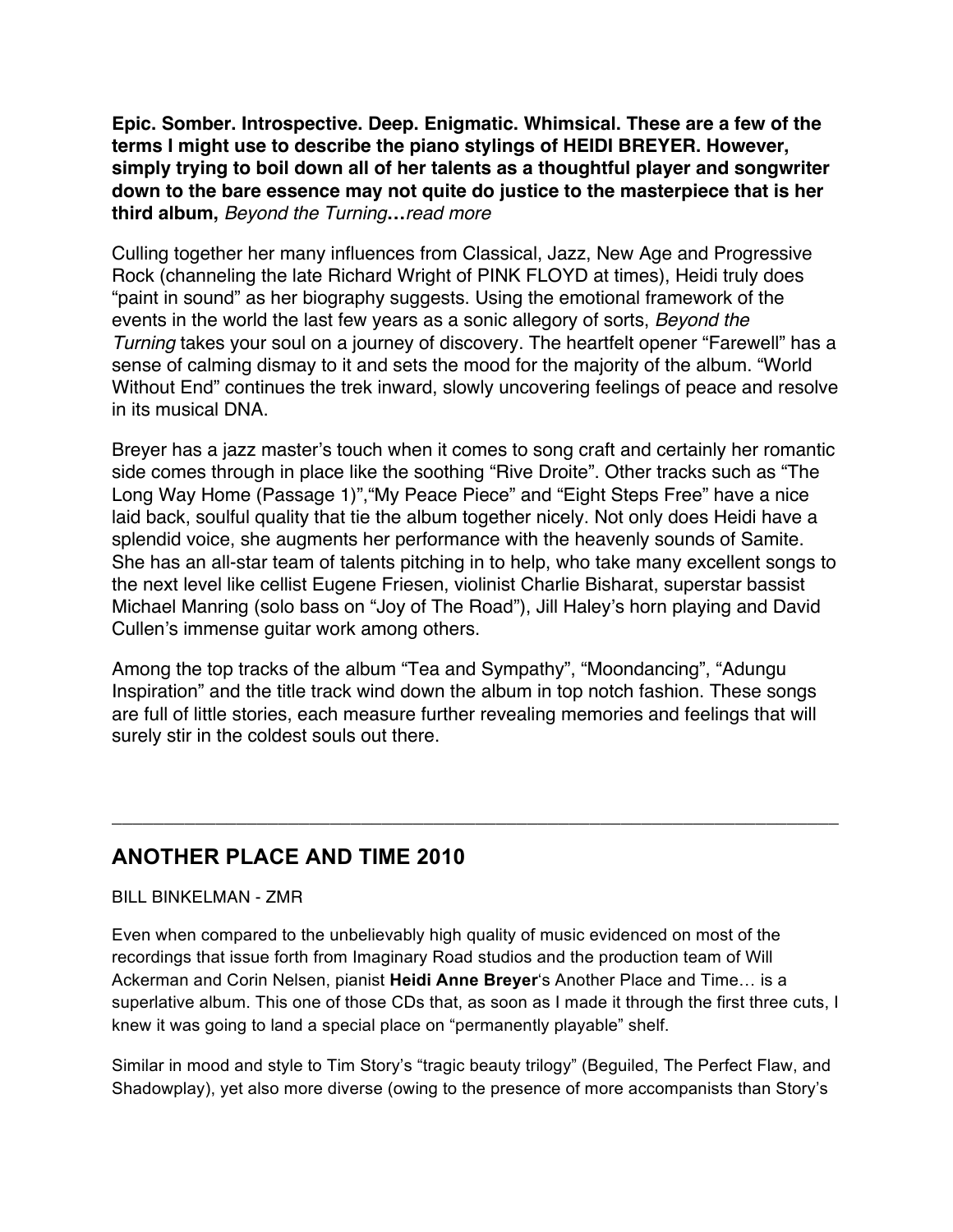**Epic. Somber. Introspective. Deep. Enigmatic. Whimsical. These are a few of the terms I might use to describe the piano stylings of HEIDI BREYER. However, simply trying to boil down all of her talents as a thoughtful player and songwriter down to the bare essence may not quite do justice to the masterpiece that is her third album,** ***Beyond the Turning*****…***read more*

Culling together her many influences from Classical, Jazz, New Age and Progressive Rock (channeling the late Richard Wright of PINK FLOYD at times), Heidi truly does "paint in sound" as her biography suggests. Using the emotional framework of the events in the world the last few years as a sonic allegory of sorts, *Beyond the Turning* takes your soul on a journey of discovery. The heartfelt opener "Farewell" has a sense of calming dismay to it and sets the mood for the majority of the album. "World Without End" continues the trek inward, slowly uncovering feelings of peace and resolve in its musical DNA.

Breyer has a jazz master's touch when it comes to song craft and certainly her romantic side comes through in place like the soothing "Rive Droite". Other tracks such as "The Long Way Home (Passage 1)","My Peace Piece" and "Eight Steps Free" have a nice laid back, soulful quality that tie the album together nicely. Not only does Heidi have a splendid voice, she augments her performance with the heavenly sounds of Samite. She has an all-star team of talents pitching in to help, who take many excellent songs to the next level like cellist Eugene Friesen, violinist Charlie Bisharat, superstar bassist Michael Manring (solo bass on "Joy of The Road"), Jill Haley's horn playing and David Cullen's immense guitar work among others.

Among the top tracks of the album "Tea and Sympathy", "Moondancing", "Adungu Inspiration" and the title track wind down the album in top notch fashion. These songs are full of little stories, each measure further revealing memories and feelings that will surely stir in the coldest souls out there.

---

## ANOTHER PLACE AND TIME 2010

BILL BINKELMAN - ZMR

Even when compared to the unbelievably high quality of music evidenced on most of the recordings that issue forth from Imaginary Road studios and the production team of Will Ackerman and Corin Nelsen, pianist **Heidi Anne Breyer**'s Another Place and Time… is a superlative album. This one of those CDs that, as soon as I made it through the first three cuts, I knew it was going to land a special place on "permanently playable" shelf.

Similar in mood and style to Tim Story's "tragic beauty trilogy" (Beguiled, The Perfect Flaw, and Shadowplay), yet also more diverse (owing to the presence of more accompanists than Story's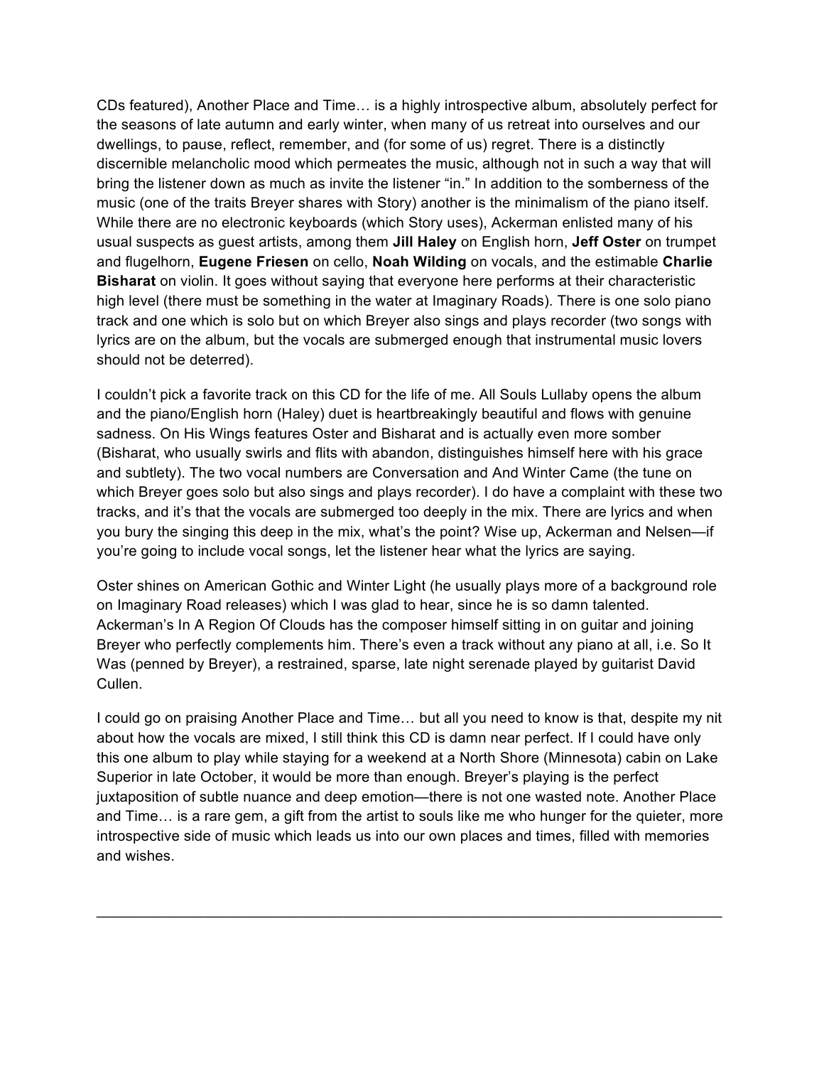CDs featured), Another Place and Time… is a highly introspective album, absolutely perfect for the seasons of late autumn and early winter, when many of us retreat into ourselves and our dwellings, to pause, reflect, remember, and (for some of us) regret. There is a distinctly discernible melancholic mood which permeates the music, although not in such a way that will bring the listener down as much as invite the listener "in." In addition to the somberness of the music (one of the traits Breyer shares with Story) another is the minimalism of the piano itself. While there are no electronic keyboards (which Story uses), Ackerman enlisted many of his usual suspects as guest artists, among them **Jill Haley** on English horn, **Jeff Oster** on trumpet and flugelhorn, **Eugene Friesen** on cello, **Noah Wilding** on vocals, and the estimable **Charlie Bisharat** on violin. It goes without saying that everyone here performs at their characteristic high level (there must be something in the water at Imaginary Roads). There is one solo piano track and one which is solo but on which Breyer also sings and plays recorder (two songs with lyrics are on the album, but the vocals are submerged enough that instrumental music lovers should not be deterred).

I couldn't pick a favorite track on this CD for the life of me. All Souls Lullaby opens the album and the piano/English horn (Haley) duet is heartbreakingly beautiful and flows with genuine sadness. On His Wings features Oster and Bisharat and is actually even more somber (Bisharat, who usually swirls and flits with abandon, distinguishes himself here with his grace and subtlety). The two vocal numbers are Conversation and And Winter Came (the tune on which Breyer goes solo but also sings and plays recorder). I do have a complaint with these two tracks, and it's that the vocals are submerged too deeply in the mix. There are lyrics and when you bury the singing this deep in the mix, what's the point? Wise up, Ackerman and Nelsen—if you're going to include vocal songs, let the listener hear what the lyrics are saying.

Oster shines on American Gothic and Winter Light (he usually plays more of a background role on Imaginary Road releases) which I was glad to hear, since he is so damn talented. Ackerman's In A Region Of Clouds has the composer himself sitting in on guitar and joining Breyer who perfectly complements him. There's even a track without any piano at all, i.e. So It Was (penned by Breyer), a restrained, sparse, late night serenade played by guitarist David Cullen.

I could go on praising Another Place and Time… but all you need to know is that, despite my nit about how the vocals are mixed, I still think this CD is damn near perfect. If I could have only this one album to play while staying for a weekend at a North Shore (Minnesota) cabin on Lake Superior in late October, it would be more than enough. Breyer's playing is the perfect juxtaposition of subtle nuance and deep emotion—there is not one wasted note. Another Place and Time… is a rare gem, a gift from the artist to souls like me who hunger for the quieter, more introspective side of music which leads us into our own places and times, filled with memories and wishes.

---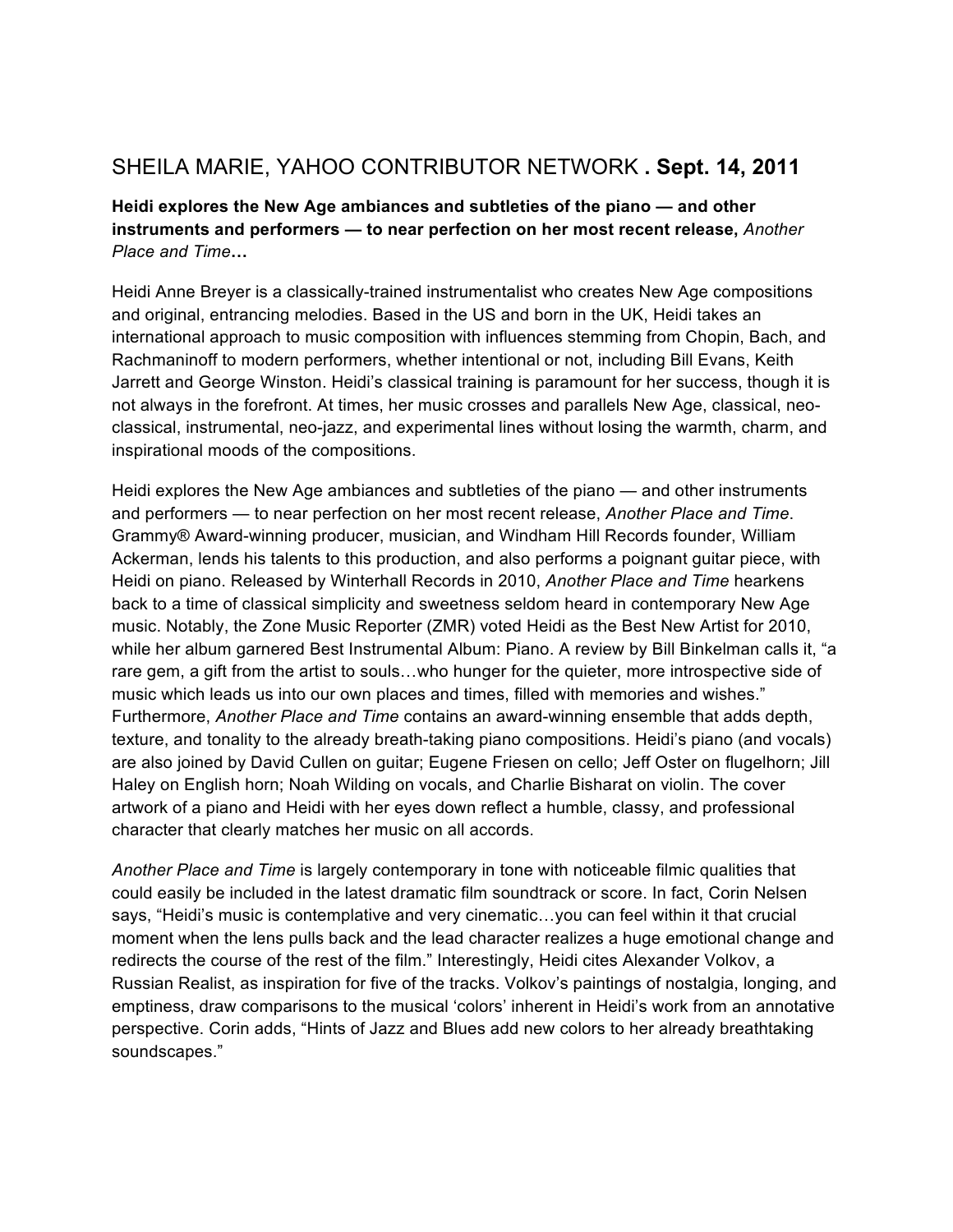## SHEILA MARIE, YAHOO CONTRIBUTOR NETWORK **. Sept. 14, 2011**

**Heidi explores the New Age ambiances and subtleties of the piano — and other instruments and performers — to near perfection on her most recent release,** ***Another Place and Time*****…**

Heidi Anne Breyer is a classically-trained instrumentalist who creates New Age compositions and original, entrancing melodies. Based in the US and born in the UK, Heidi takes an international approach to music composition with influences stemming from Chopin, Bach, and Rachmaninoff to modern performers, whether intentional or not, including Bill Evans, Keith Jarrett and George Winston. Heidi's classical training is paramount for her success, though it is not always in the forefront. At times, her music crosses and parallels New Age, classical, neo-classical, instrumental, neo-jazz, and experimental lines without losing the warmth, charm, and inspirational moods of the compositions.

Heidi explores the New Age ambiances and subtleties of the piano — and other instruments and performers — to near perfection on her most recent release, *Another Place and Time*. Grammy® Award-winning producer, musician, and Windham Hill Records founder, William Ackerman, lends his talents to this production, and also performs a poignant guitar piece, with Heidi on piano. Released by Winterhall Records in 2010, *Another Place and Time* hearkens back to a time of classical simplicity and sweetness seldom heard in contemporary New Age music. Notably, the Zone Music Reporter (ZMR) voted Heidi as the Best New Artist for 2010, while her album garnered Best Instrumental Album: Piano. A review by Bill Binkelman calls it, "a rare gem, a gift from the artist to souls…who hunger for the quieter, more introspective side of music which leads us into our own places and times, filled with memories and wishes." Furthermore, *Another Place and Time* contains an award-winning ensemble that adds depth, texture, and tonality to the already breath-taking piano compositions. Heidi's piano (and vocals) are also joined by David Cullen on guitar; Eugene Friesen on cello; Jeff Oster on flugelhorn; Jill Haley on English horn; Noah Wilding on vocals, and Charlie Bisharat on violin. The cover artwork of a piano and Heidi with her eyes down reflect a humble, classy, and professional character that clearly matches her music on all accords.

*Another Place and Time* is largely contemporary in tone with noticeable filmic qualities that could easily be included in the latest dramatic film soundtrack or score. In fact, Corin Nelsen says, "Heidi's music is contemplative and very cinematic…you can feel within it that crucial moment when the lens pulls back and the lead character realizes a huge emotional change and redirects the course of the rest of the film." Interestingly, Heidi cites Alexander Volkov, a Russian Realist, as inspiration for five of the tracks. Volkov's paintings of nostalgia, longing, and emptiness, draw comparisons to the musical 'colors' inherent in Heidi's work from an annotative perspective. Corin adds, "Hints of Jazz and Blues add new colors to her already breathtaking soundscapes."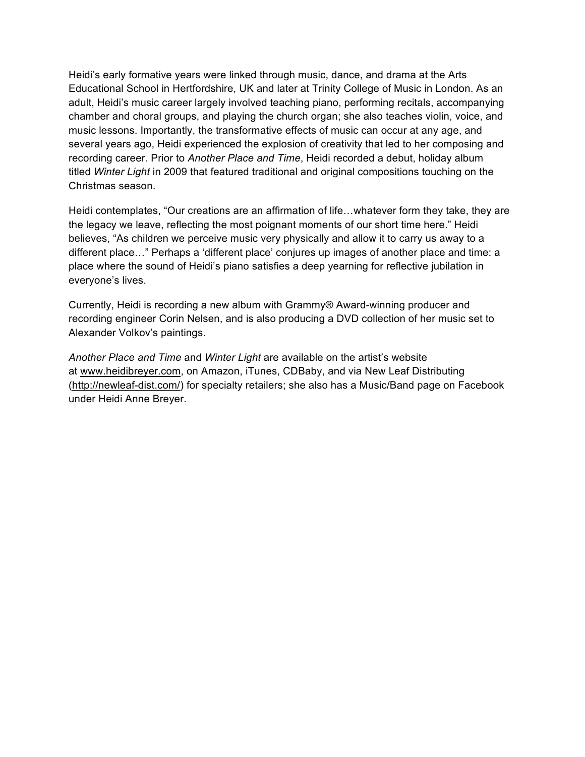Heidi's early formative years were linked through music, dance, and drama at the Arts Educational School in Hertfordshire, UK and later at Trinity College of Music in London. As an adult, Heidi's music career largely involved teaching piano, performing recitals, accompanying chamber and choral groups, and playing the church organ; she also teaches violin, voice, and music lessons. Importantly, the transformative effects of music can occur at any age, and several years ago, Heidi experienced the explosion of creativity that led to her composing and recording career. Prior to *Another Place and Time*, Heidi recorded a debut, holiday album titled *Winter Light* in 2009 that featured traditional and original compositions touching on the Christmas season.

Heidi contemplates, "Our creations are an affirmation of life…whatever form they take, they are the legacy we leave, reflecting the most poignant moments of our short time here." Heidi believes, "As children we perceive music very physically and allow it to carry us away to a different place…" Perhaps a 'different place' conjures up images of another place and time: a place where the sound of Heidi's piano satisfies a deep yearning for reflective jubilation in everyone's lives.

Currently, Heidi is recording a new album with Grammy® Award-winning producer and recording engineer Corin Nelsen, and is also producing a DVD collection of her music set to Alexander Volkov's paintings.

*Another Place and Time* and *Winter Light* are available on the artist's website at www.heidibreyer.com, on Amazon, iTunes, CDBaby, and via New Leaf Distributing (http://newleaf-dist.com/) for specialty retailers; she also has a Music/Band page on Facebook under Heidi Anne Breyer.